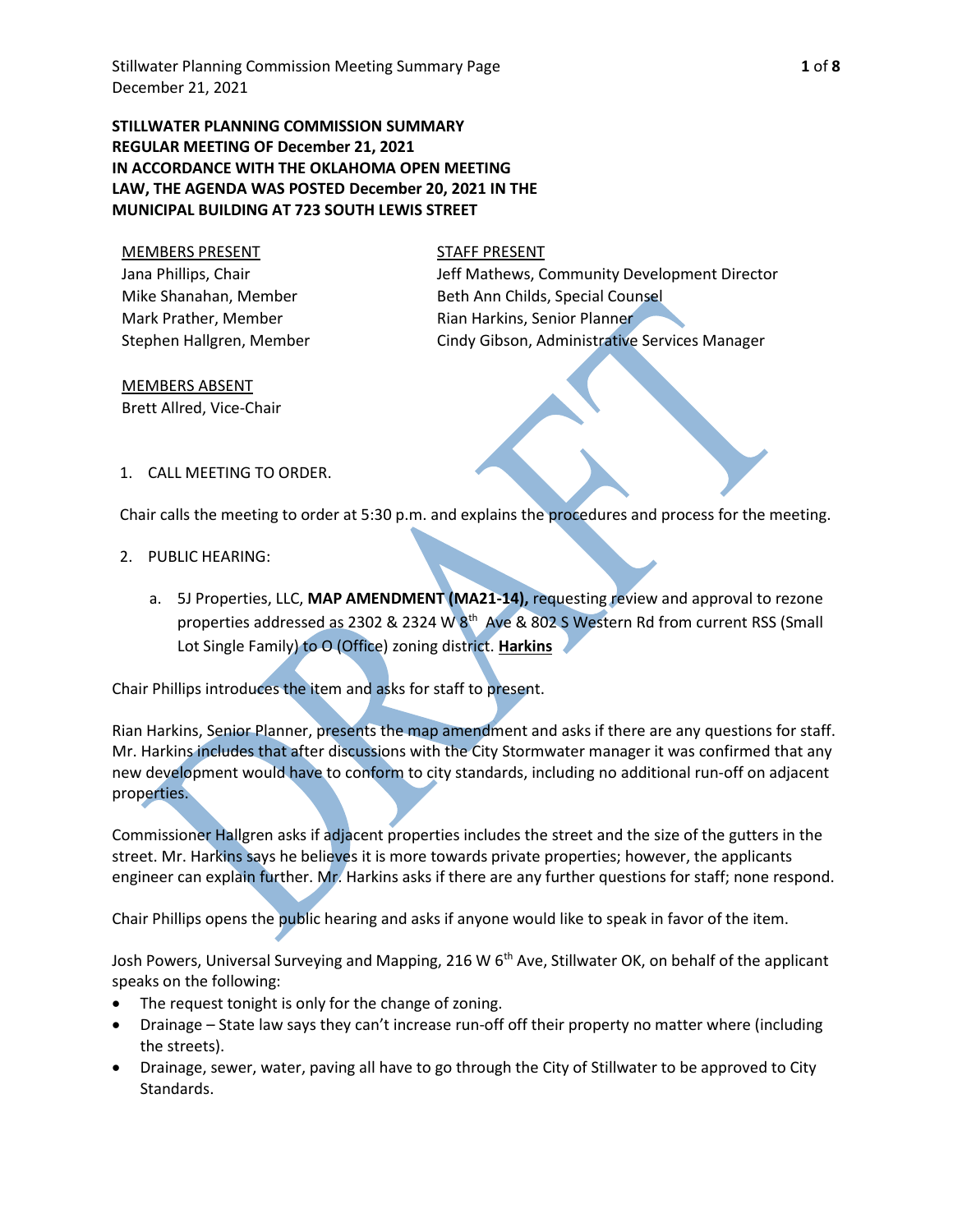**STILLWATER PLANNING COMMISSION SUMMARY**
**REGULAR MEETING OF December 21, 2021**
**IN ACCORDANCE WITH THE OKLAHOMA OPEN MEETING LAW, THE AGENDA WAS POSTED December 20, 2021 IN THE MUNICIPAL BUILDING AT 723 SOUTH LEWIS STREET**

MEMBERS PRESENT
Jana Phillips, Chair
Mike Shanahan, Member
Mark Prather, Member
Stephen Hallgren, Member

STAFF PRESENT
Jeff Mathews, Community Development Director
Beth Ann Childs, Special Counsel
Rian Harkins, Senior Planner
Cindy Gibson, Administrative Services Manager

MEMBERS ABSENT
Brett Allred, Vice-Chair

1. CALL MEETING TO ORDER.

Chair calls the meeting to order at 5:30 p.m. and explains the procedures and process for the meeting.

2. PUBLIC HEARING:

   a. 5J Properties, LLC, **MAP AMENDMENT (MA21-14),** requesting review and approval to rezone properties addressed as 2302 & 2324 W 8th Ave & 802 S Western Rd from current RSS (Small Lot Single Family) to O (Office) zoning district. **Harkins**

Chair Phillips introduces the item and asks for staff to present.

Rian Harkins, Senior Planner, presents the map amendment and asks if there are any questions for staff. Mr. Harkins includes that after discussions with the City Stormwater manager it was confirmed that any new development would have to conform to city standards, including no additional run-off on adjacent properties.

Commissioner Hallgren asks if adjacent properties includes the street and the size of the gutters in the street. Mr. Harkins says he believes it is more towards private properties; however, the applicants engineer can explain further. Mr. Harkins asks if there are any further questions for staff; none respond.

Chair Phillips opens the public hearing and asks if anyone would like to speak in favor of the item.

Josh Powers, Universal Surveying and Mapping, 216 W 6th Ave, Stillwater OK, on behalf of the applicant speaks on the following:

- The request tonight is only for the change of zoning.
- Drainage – State law says they can't increase run-off off their property no matter where (including the streets).
- Drainage, sewer, water, paving all have to go through the City of Stillwater to be approved to City Standards.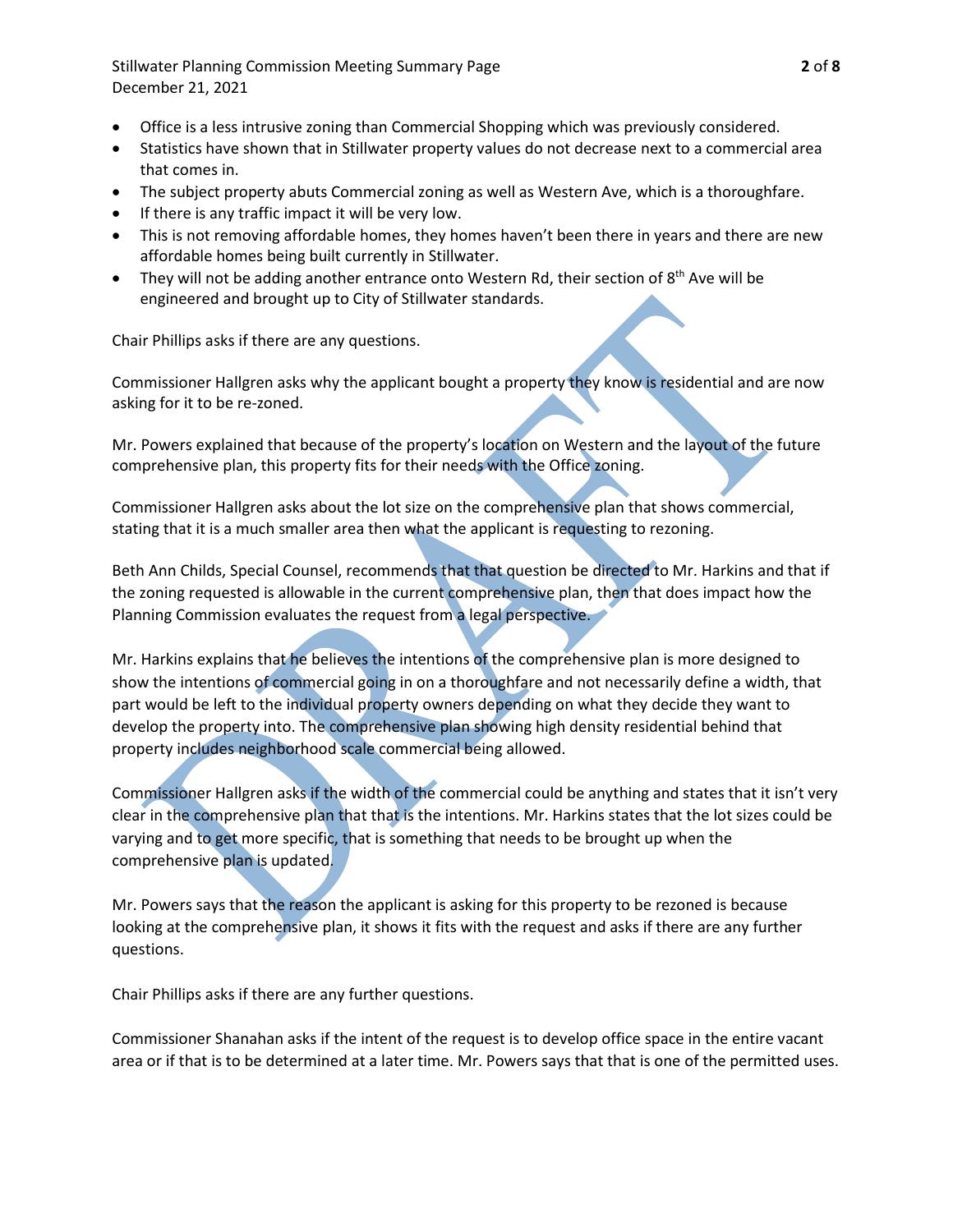- Office is a less intrusive zoning than Commercial Shopping which was previously considered.
- Statistics have shown that in Stillwater property values do not decrease next to a commercial area that comes in.
- The subject property abuts Commercial zoning as well as Western Ave, which is a thoroughfare.
- If there is any traffic impact it will be very low.
- This is not removing affordable homes, they homes haven't been there in years and there are new affordable homes being built currently in Stillwater.
- They will not be adding another entrance onto Western Rd, their section of 8th Ave will be engineered and brought up to City of Stillwater standards.

Chair Phillips asks if there are any questions.

Commissioner Hallgren asks why the applicant bought a property they know is residential and are now asking for it to be re-zoned.

Mr. Powers explained that because of the property's location on Western and the layout of the future comprehensive plan, this property fits for their needs with the Office zoning.

Commissioner Hallgren asks about the lot size on the comprehensive plan that shows commercial, stating that it is a much smaller area then what the applicant is requesting to rezoning.

Beth Ann Childs, Special Counsel, recommends that that question be directed to Mr. Harkins and that if the zoning requested is allowable in the current comprehensive plan, then that does impact how the Planning Commission evaluates the request from a legal perspective.

Mr. Harkins explains that he believes the intentions of the comprehensive plan is more designed to show the intentions of commercial going in on a thoroughfare and not necessarily define a width, that part would be left to the individual property owners depending on what they decide they want to develop the property into. The comprehensive plan showing high density residential behind that property includes neighborhood scale commercial being allowed.

Commissioner Hallgren asks if the width of the commercial could be anything and states that it isn't very clear in the comprehensive plan that that is the intentions. Mr. Harkins states that the lot sizes could be varying and to get more specific, that is something that needs to be brought up when the comprehensive plan is updated.

Mr. Powers says that the reason the applicant is asking for this property to be rezoned is because looking at the comprehensive plan, it shows it fits with the request and asks if there are any further questions.

Chair Phillips asks if there are any further questions.

Commissioner Shanahan asks if the intent of the request is to develop office space in the entire vacant area or if that is to be determined at a later time. Mr. Powers says that that is one of the permitted uses.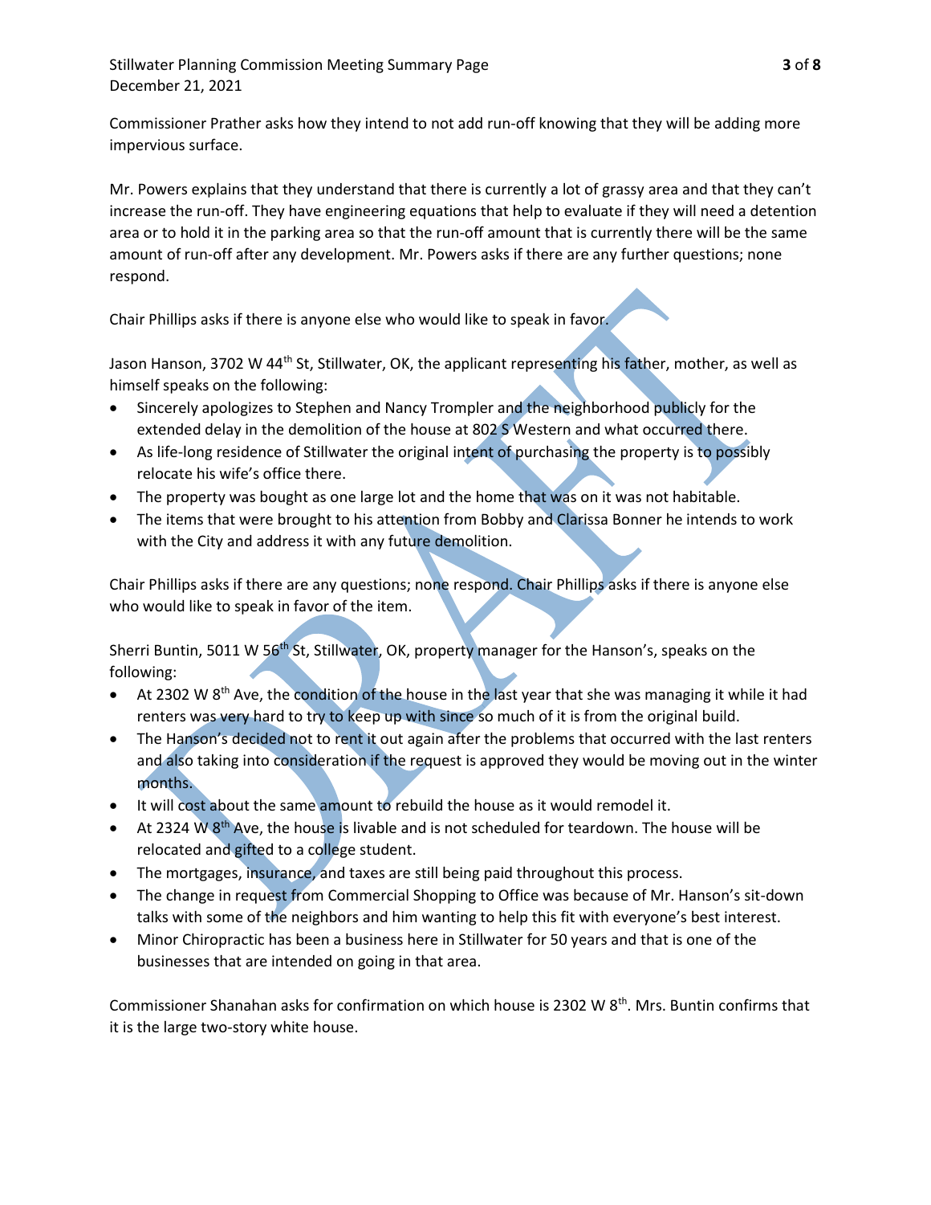Commissioner Prather asks how they intend to not add run-off knowing that they will be adding more impervious surface.

Mr. Powers explains that they understand that there is currently a lot of grassy area and that they can't increase the run-off. They have engineering equations that help to evaluate if they will need a detention area or to hold it in the parking area so that the run-off amount that is currently there will be the same amount of run-off after any development. Mr. Powers asks if there are any further questions; none respond.

Chair Phillips asks if there is anyone else who would like to speak in favor.

Jason Hanson, 3702 W 44th St, Stillwater, OK, the applicant representing his father, mother, as well as himself speaks on the following:

- Sincerely apologizes to Stephen and Nancy Trompler and the neighborhood publicly for the extended delay in the demolition of the house at 802 S Western and what occurred there.
- As life-long residence of Stillwater the original intent of purchasing the property is to possibly relocate his wife's office there.
- The property was bought as one large lot and the home that was on it was not habitable.
- The items that were brought to his attention from Bobby and Clarissa Bonner he intends to work with the City and address it with any future demolition.

Chair Phillips asks if there are any questions; none respond. Chair Phillips asks if there is anyone else who would like to speak in favor of the item.

Sherri Buntin, 5011 W 56th St, Stillwater, OK, property manager for the Hanson's, speaks on the following:

- At 2302 W 8th Ave, the condition of the house in the last year that she was managing it while it had renters was very hard to try to keep up with since so much of it is from the original build.
- The Hanson's decided not to rent it out again after the problems that occurred with the last renters and also taking into consideration if the request is approved they would be moving out in the winter months.
- It will cost about the same amount to rebuild the house as it would remodel it.
- At 2324 W 8th Ave, the house is livable and is not scheduled for teardown. The house will be relocated and gifted to a college student.
- The mortgages, insurance, and taxes are still being paid throughout this process.
- The change in request from Commercial Shopping to Office was because of Mr. Hanson's sit-down talks with some of the neighbors and him wanting to help this fit with everyone's best interest.
- Minor Chiropractic has been a business here in Stillwater for 50 years and that is one of the businesses that are intended on going in that area.

Commissioner Shanahan asks for confirmation on which house is 2302 W 8th. Mrs. Buntin confirms that it is the large two-story white house.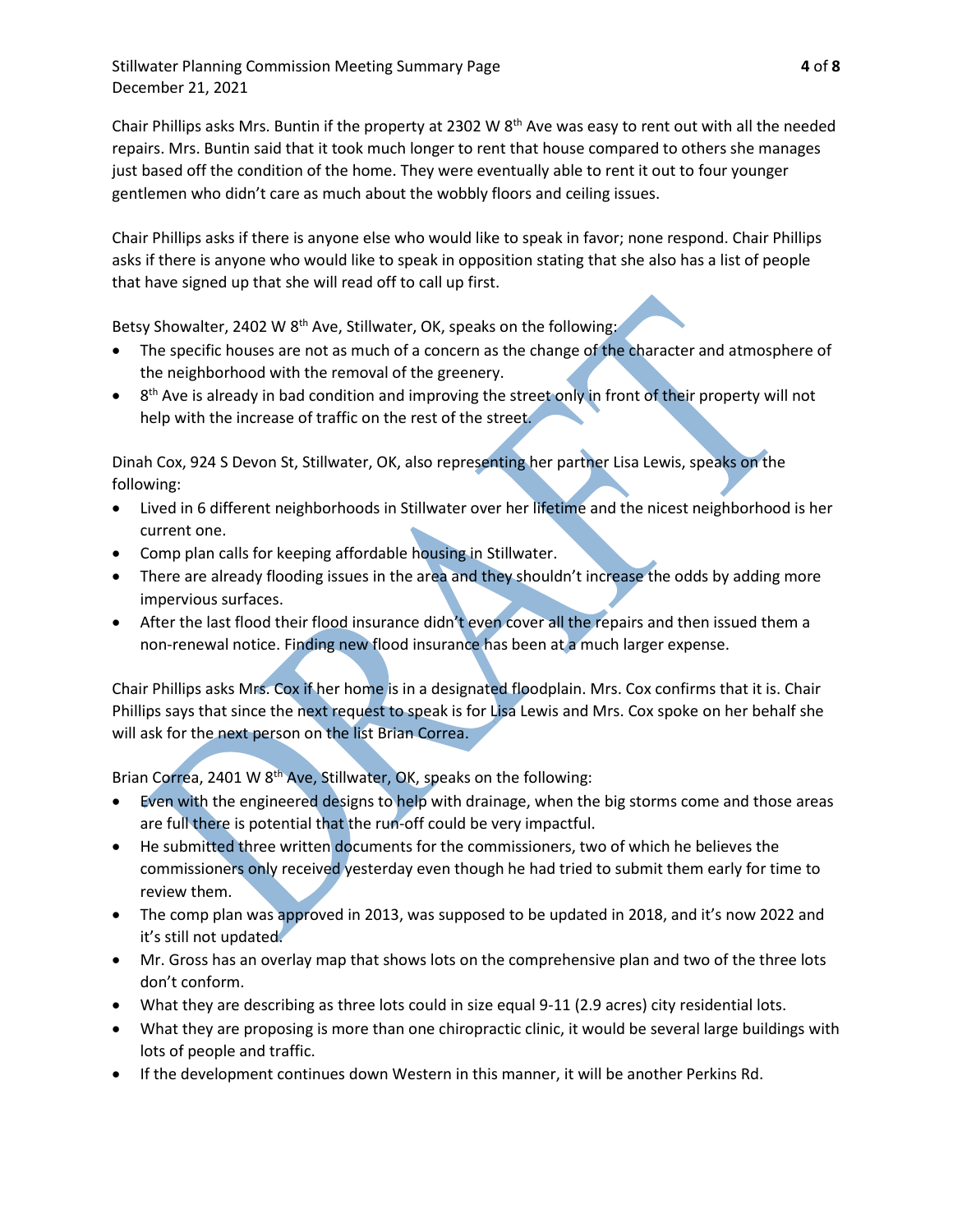Chair Phillips asks Mrs. Buntin if the property at 2302 W 8th Ave was easy to rent out with all the needed repairs. Mrs. Buntin said that it took much longer to rent that house compared to others she manages just based off the condition of the home. They were eventually able to rent it out to four younger gentlemen who didn't care as much about the wobbly floors and ceiling issues.

Chair Phillips asks if there is anyone else who would like to speak in favor; none respond. Chair Phillips asks if there is anyone who would like to speak in opposition stating that she also has a list of people that have signed up that she will read off to call up first.

Betsy Showalter, 2402 W 8th Ave, Stillwater, OK, speaks on the following:

- The specific houses are not as much of a concern as the change of the character and atmosphere of the neighborhood with the removal of the greenery.
- 8th Ave is already in bad condition and improving the street only in front of their property will not help with the increase of traffic on the rest of the street.

Dinah Cox, 924 S Devon St, Stillwater, OK, also representing her partner Lisa Lewis, speaks on the following:

- Lived in 6 different neighborhoods in Stillwater over her lifetime and the nicest neighborhood is her current one.
- Comp plan calls for keeping affordable housing in Stillwater.
- There are already flooding issues in the area and they shouldn't increase the odds by adding more impervious surfaces.
- After the last flood their flood insurance didn't even cover all the repairs and then issued them a non-renewal notice. Finding new flood insurance has been at a much larger expense.

Chair Phillips asks Mrs. Cox if her home is in a designated floodplain. Mrs. Cox confirms that it is. Chair Phillips says that since the next request to speak is for Lisa Lewis and Mrs. Cox spoke on her behalf she will ask for the next person on the list Brian Correa.

Brian Correa, 2401 W 8th Ave, Stillwater, OK, speaks on the following:

- Even with the engineered designs to help with drainage, when the big storms come and those areas are full there is potential that the run-off could be very impactful.
- He submitted three written documents for the commissioners, two of which he believes the commissioners only received yesterday even though he had tried to submit them early for time to review them.
- The comp plan was approved in 2013, was supposed to be updated in 2018, and it's now 2022 and it's still not updated.
- Mr. Gross has an overlay map that shows lots on the comprehensive plan and two of the three lots don't conform.
- What they are describing as three lots could in size equal 9-11 (2.9 acres) city residential lots.
- What they are proposing is more than one chiropractic clinic, it would be several large buildings with lots of people and traffic.
- If the development continues down Western in this manner, it will be another Perkins Rd.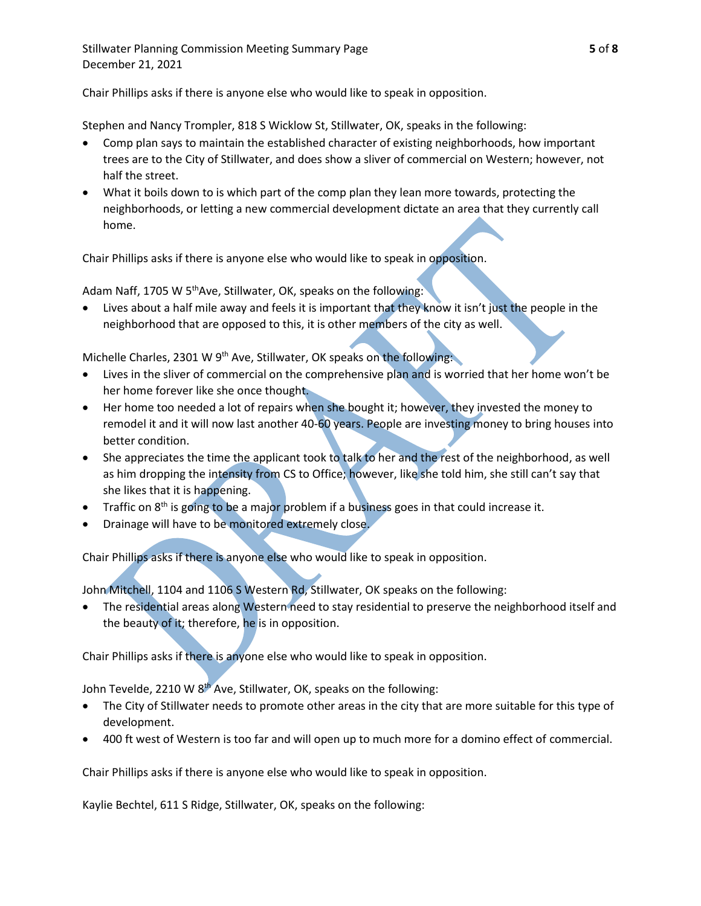Chair Phillips asks if there is anyone else who would like to speak in opposition.

Stephen and Nancy Trompler, 818 S Wicklow St, Stillwater, OK, speaks in the following:

- Comp plan says to maintain the established character of existing neighborhoods, how important trees are to the City of Stillwater, and does show a sliver of commercial on Western; however, not half the street.
- What it boils down to is which part of the comp plan they lean more towards, protecting the neighborhoods, or letting a new commercial development dictate an area that they currently call home.

Chair Phillips asks if there is anyone else who would like to speak in opposition.

Adam Naff, 1705 W 5th Ave, Stillwater, OK, speaks on the following:

- Lives about a half mile away and feels it is important that they know it isn't just the people in the neighborhood that are opposed to this, it is other members of the city as well.

Michelle Charles, 2301 W 9th Ave, Stillwater, OK speaks on the following:

- Lives in the sliver of commercial on the comprehensive plan and is worried that her home won't be her home forever like she once thought.
- Her home too needed a lot of repairs when she bought it; however, they invested the money to remodel it and it will now last another 40-60 years. People are investing money to bring houses into better condition.
- She appreciates the time the applicant took to talk to her and the rest of the neighborhood, as well as him dropping the intensity from CS to Office; however, like she told him, she still can't say that she likes that it is happening.
- Traffic on 8th is going to be a major problem if a business goes in that could increase it.
- Drainage will have to be monitored extremely close.

Chair Phillips asks if there is anyone else who would like to speak in opposition.

John Mitchell, 1104 and 1106 S Western Rd, Stillwater, OK speaks on the following:

- The residential areas along Western need to stay residential to preserve the neighborhood itself and the beauty of it; therefore, he is in opposition.

Chair Phillips asks if there is anyone else who would like to speak in opposition.

John Tevelde, 2210 W 8th Ave, Stillwater, OK, speaks on the following:

- The City of Stillwater needs to promote other areas in the city that are more suitable for this type of development.
- 400 ft west of Western is too far and will open up to much more for a domino effect of commercial.

Chair Phillips asks if there is anyone else who would like to speak in opposition.

Kaylie Bechtel, 611 S Ridge, Stillwater, OK, speaks on the following: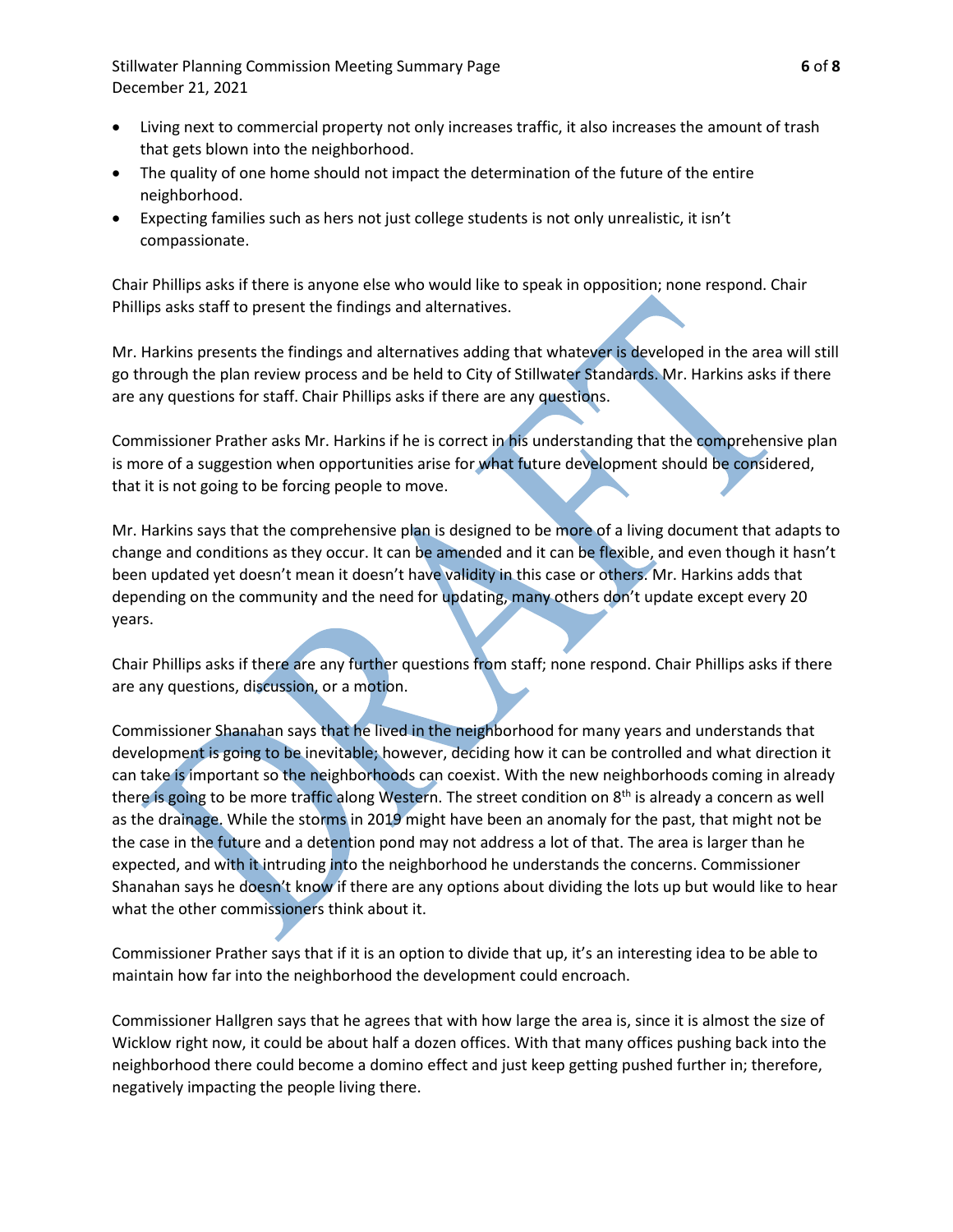- Living next to commercial property not only increases traffic, it also increases the amount of trash that gets blown into the neighborhood.
- The quality of one home should not impact the determination of the future of the entire neighborhood.
- Expecting families such as hers not just college students is not only unrealistic, it isn't compassionate.

Chair Phillips asks if there is anyone else who would like to speak in opposition; none respond. Chair Phillips asks staff to present the findings and alternatives.

Mr. Harkins presents the findings and alternatives adding that whatever is developed in the area will still go through the plan review process and be held to City of Stillwater Standards. Mr. Harkins asks if there are any questions for staff. Chair Phillips asks if there are any questions.

Commissioner Prather asks Mr. Harkins if he is correct in his understanding that the comprehensive plan is more of a suggestion when opportunities arise for what future development should be considered, that it is not going to be forcing people to move.

Mr. Harkins says that the comprehensive plan is designed to be more of a living document that adapts to change and conditions as they occur. It can be amended and it can be flexible, and even though it hasn't been updated yet doesn't mean it doesn't have validity in this case or others. Mr. Harkins adds that depending on the community and the need for updating, many others don't update except every 20 years.

Chair Phillips asks if there are any further questions from staff; none respond. Chair Phillips asks if there are any questions, discussion, or a motion.

Commissioner Shanahan says that he lived in the neighborhood for many years and understands that development is going to be inevitable; however, deciding how it can be controlled and what direction it can take is important so the neighborhoods can coexist. With the new neighborhoods coming in already there is going to be more traffic along Western. The street condition on 8th is already a concern as well as the drainage. While the storms in 2019 might have been an anomaly for the past, that might not be the case in the future and a detention pond may not address a lot of that. The area is larger than he expected, and with it intruding into the neighborhood he understands the concerns. Commissioner Shanahan says he doesn't know if there are any options about dividing the lots up but would like to hear what the other commissioners think about it.

Commissioner Prather says that if it is an option to divide that up, it's an interesting idea to be able to maintain how far into the neighborhood the development could encroach.

Commissioner Hallgren says that he agrees that with how large the area is, since it is almost the size of Wicklow right now, it could be about half a dozen offices. With that many offices pushing back into the neighborhood there could become a domino effect and just keep getting pushed further in; therefore, negatively impacting the people living there.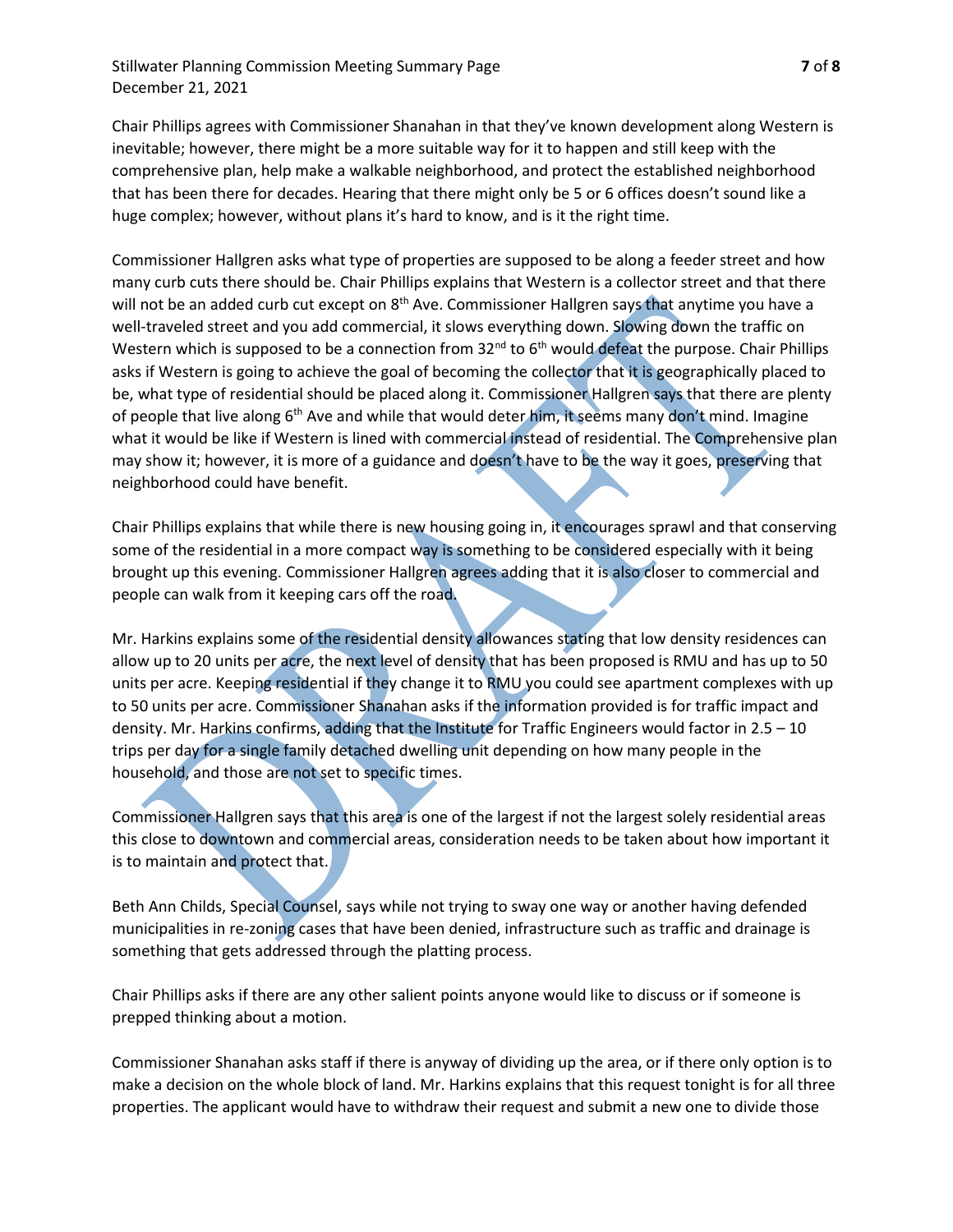Chair Phillips agrees with Commissioner Shanahan in that they've known development along Western is inevitable; however, there might be a more suitable way for it to happen and still keep with the comprehensive plan, help make a walkable neighborhood, and protect the established neighborhood that has been there for decades. Hearing that there might only be 5 or 6 offices doesn't sound like a huge complex; however, without plans it's hard to know, and is it the right time.

Commissioner Hallgren asks what type of properties are supposed to be along a feeder street and how many curb cuts there should be. Chair Phillips explains that Western is a collector street and that there will not be an added curb cut except on 8th Ave. Commissioner Hallgren says that anytime you have a well-traveled street and you add commercial, it slows everything down. Slowing down the traffic on Western which is supposed to be a connection from 32nd to 6th would defeat the purpose. Chair Phillips asks if Western is going to achieve the goal of becoming the collector that it is geographically placed to be, what type of residential should be placed along it. Commissioner Hallgren says that there are plenty of people that live along 6th Ave and while that would deter him, it seems many don't mind. Imagine what it would be like if Western is lined with commercial instead of residential. The Comprehensive plan may show it; however, it is more of a guidance and doesn't have to be the way it goes, preserving that neighborhood could have benefit.

Chair Phillips explains that while there is new housing going in, it encourages sprawl and that conserving some of the residential in a more compact way is something to be considered especially with it being brought up this evening. Commissioner Hallgren agrees adding that it is also closer to commercial and people can walk from it keeping cars off the road.

Mr. Harkins explains some of the residential density allowances stating that low density residences can allow up to 20 units per acre, the next level of density that has been proposed is RMU and has up to 50 units per acre. Keeping residential if they change it to RMU you could see apartment complexes with up to 50 units per acre. Commissioner Shanahan asks if the information provided is for traffic impact and density. Mr. Harkins confirms, adding that the Institute for Traffic Engineers would factor in 2.5 – 10 trips per day for a single family detached dwelling unit depending on how many people in the household, and those are not set to specific times.

Commissioner Hallgren says that this area is one of the largest if not the largest solely residential areas this close to downtown and commercial areas, consideration needs to be taken about how important it is to maintain and protect that.

Beth Ann Childs, Special Counsel, says while not trying to sway one way or another having defended municipalities in re-zoning cases that have been denied, infrastructure such as traffic and drainage is something that gets addressed through the platting process.

Chair Phillips asks if there are any other salient points anyone would like to discuss or if someone is prepped thinking about a motion.

Commissioner Shanahan asks staff if there is anyway of dividing up the area, or if there only option is to make a decision on the whole block of land. Mr. Harkins explains that this request tonight is for all three properties. The applicant would have to withdraw their request and submit a new one to divide those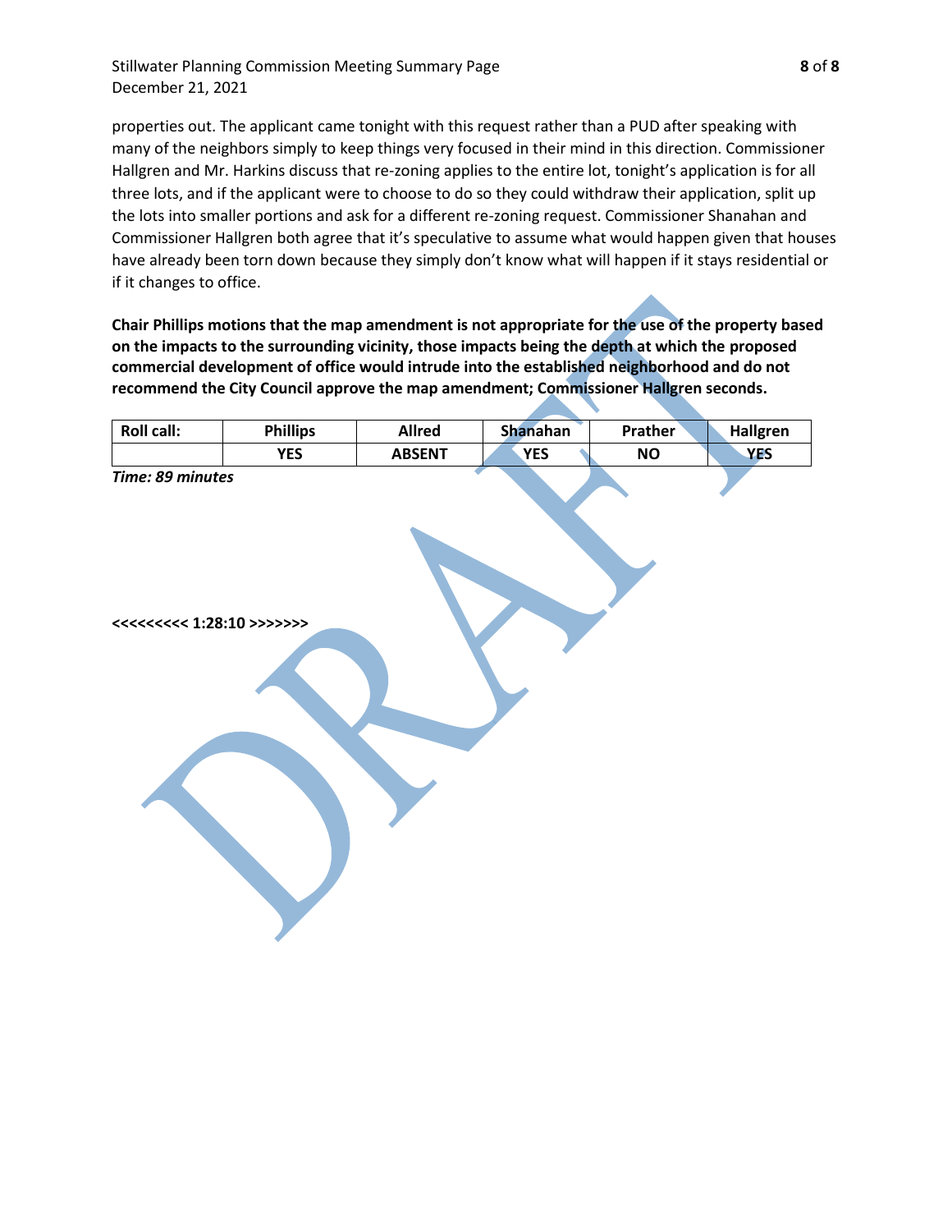properties out. The applicant came tonight with this request rather than a PUD after speaking with many of the neighbors simply to keep things very focused in their mind in this direction. Commissioner Hallgren and Mr. Harkins discuss that re-zoning applies to the entire lot, tonight's application is for all three lots, and if the applicant were to choose to do so they could withdraw their application, split up the lots into smaller portions and ask for a different re-zoning request. Commissioner Shanahan and Commissioner Hallgren both agree that it's speculative to assume what would happen given that houses have already been torn down because they simply don't know what will happen if it stays residential or if it changes to office.

**Chair Phillips motions that the map amendment is not appropriate for the use of the property based on the impacts to the surrounding vicinity, those impacts being the depth at which the proposed commercial development of office would intrude into the established neighborhood and do not recommend the City Council approve the map amendment; Commissioner Hallgren seconds.**

| Roll call: | Phillips | Allred | Shanahan | Prather | Hallgren |
|---|---|---|---|---|---|
| | YES | ABSENT | YES | NO | YES |

***Time: 89 minutes***

**<<<<<<<<< 1:28:10 >>>>>>>**

DRAFT